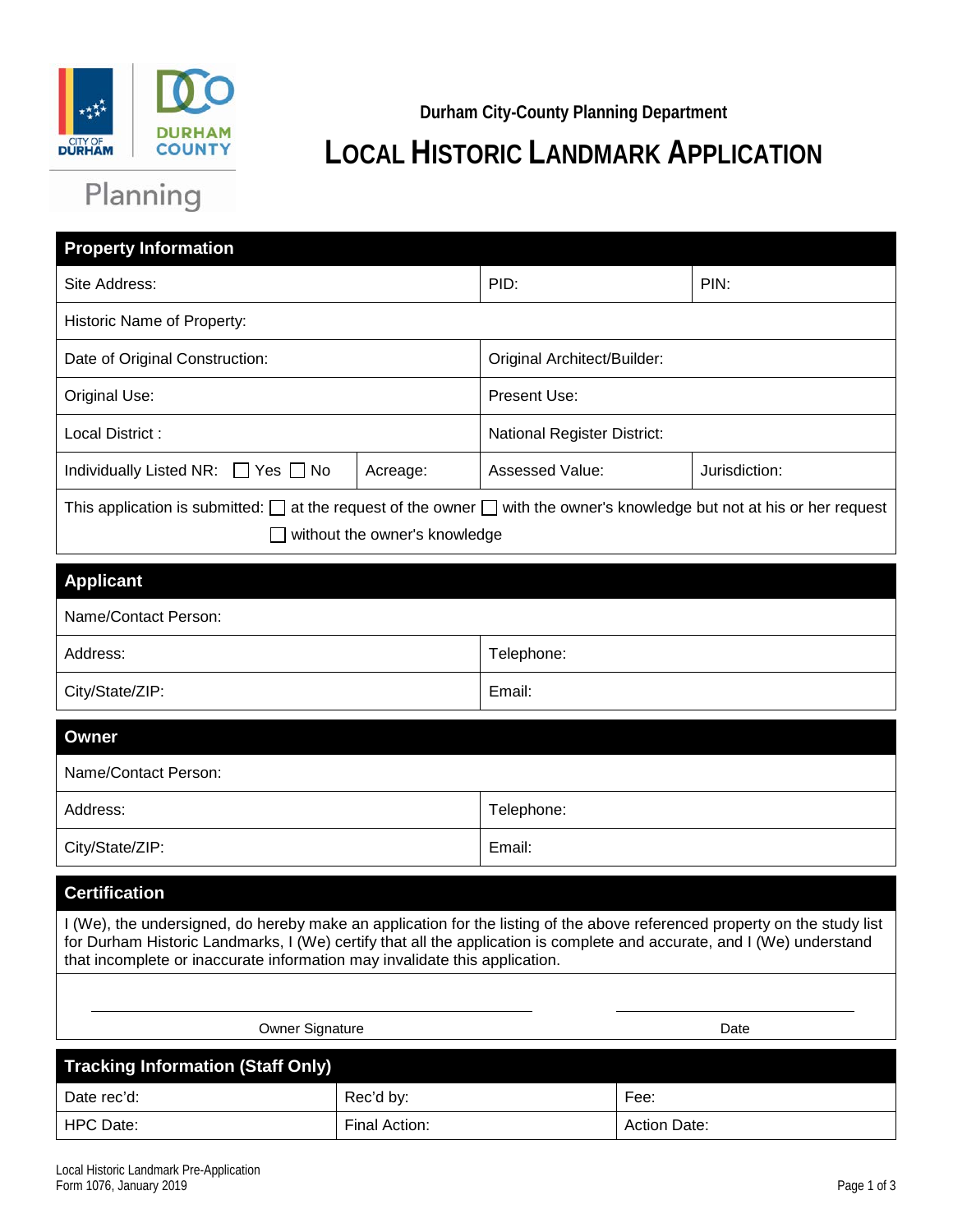Durham City-County Planning Department

# LOCAL HISTORIC LANDMARK APPLICATION

## Property Information

| | | |
|---|---|---|
| Site Address: | PID: | PIN: |
| Historic Name of Property: | | |
| Date of Original Construction: | Original Architect/Builder: | |
| Original Use: | Present Use: | |
| Local District : | National Register District: | |
| Individually Listed NR: ☐ Yes ☐ No — Acreage: | Assessed Value: | Jurisdiction: |

This application is submitted: ☐ at the request of the owner ☐ with the owner's knowledge but not at his or her request ☐ without the owner's knowledge

## Applicant

| | |
|---|---|
| Name/Contact Person: | |
| Address: | Telephone: |
| City/State/ZIP: | Email: |

## Owner

| | |
|---|---|
| Name/Contact Person: | |
| Address: | Telephone: |
| City/State/ZIP: | Email: |

## Certification

I (We), the undersigned, do hereby make an application for the listing of the above referenced property on the study list for Durham Historic Landmarks, I (We) certify that all the application is complete and accurate, and I (We) understand that incomplete or inaccurate information may invalidate this application.

| | |
|---|---|
| Owner Signature | Date |

## Tracking Information (Staff Only)

| | | |
|---|---|---|
| Date rec'd: | Rec'd by: | Fee: |
| HPC Date: | Final Action: | Action Date: |

Local Historic Landmark Pre-Application
Form 1076, January 2019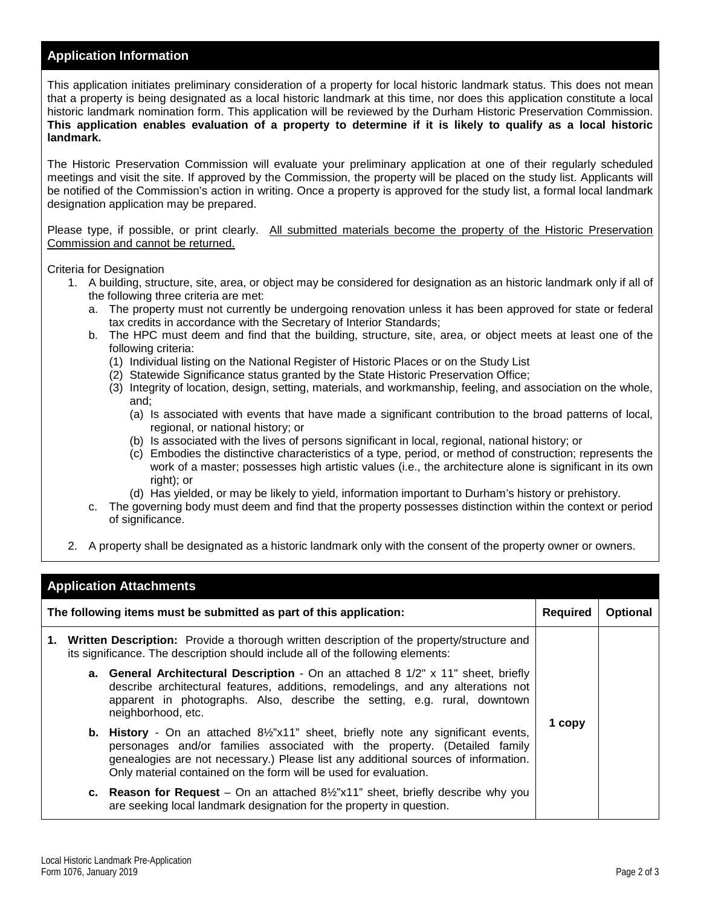## Application Information

This application initiates preliminary consideration of a property for local historic landmark status. This does not mean that a property is being designated as a local historic landmark at this time, nor does this application constitute a local historic landmark nomination form. This application will be reviewed by the Durham Historic Preservation Commission. **This application enables evaluation of a property to determine if it is likely to qualify as a local historic landmark.**

The Historic Preservation Commission will evaluate your preliminary application at one of their regularly scheduled meetings and visit the site. If approved by the Commission, the property will be placed on the study list. Applicants will be notified of the Commission's action in writing. Once a property is approved for the study list, a formal local landmark designation application may be prepared.

Please type, if possible, or print clearly. <u>All submitted materials become the property of the Historic Preservation Commission and cannot be returned.</u>

Criteria for Designation

1. A building, structure, site, area, or object may be considered for designation as an historic landmark only if all of the following three criteria are met:
   a. The property must not currently be undergoing renovation unless it has been approved for state or federal tax credits in accordance with the Secretary of Interior Standards;
   b. The HPC must deem and find that the building, structure, site, area, or object meets at least one of the following criteria:
      (1) Individual listing on the National Register of Historic Places or on the Study List
      (2) Statewide Significance status granted by the State Historic Preservation Office;
      (3) Integrity of location, design, setting, materials, and workmanship, feeling, and association on the whole, and;
         (a) Is associated with events that have made a significant contribution to the broad patterns of local, regional, or national history; or
         (b) Is associated with the lives of persons significant in local, regional, national history; or
         (c) Embodies the distinctive characteristics of a type, period, or method of construction; represents the work of a master; possesses high artistic values (i.e., the architecture alone is significant in its own right); or
         (d) Has yielded, or may be likely to yield, information important to Durham's history or prehistory.
   c. The governing body must deem and find that the property possesses distinction within the context or period of significance.

2. A property shall be designated as a historic landmark only with the consent of the property owner or owners.

## Application Attachments

| The following items must be submitted as part of this application: | Required | Optional |
|---|---|---|
| **1. Written Description:** Provide a thorough written description of the property/structure and its significance. The description should include all of the following elements:<br>**a. General Architectural Description** - On an attached 8 1/2" x 11" sheet, briefly describe architectural features, additions, remodelings, and any alterations not apparent in photographs. Also, describe the setting, e.g. rural, downtown neighborhood, etc.<br>**b. History** - On an attached 8½"x11" sheet, briefly note any significant events, personages and/or families associated with the property. (Detailed family genealogies are not necessary.) Please list any additional sources of information. Only material contained on the form will be used for evaluation.<br>**c. Reason for Request** – On an attached 8½"x11" sheet, briefly describe why you are seeking local landmark designation for the property in question. | 1 copy | |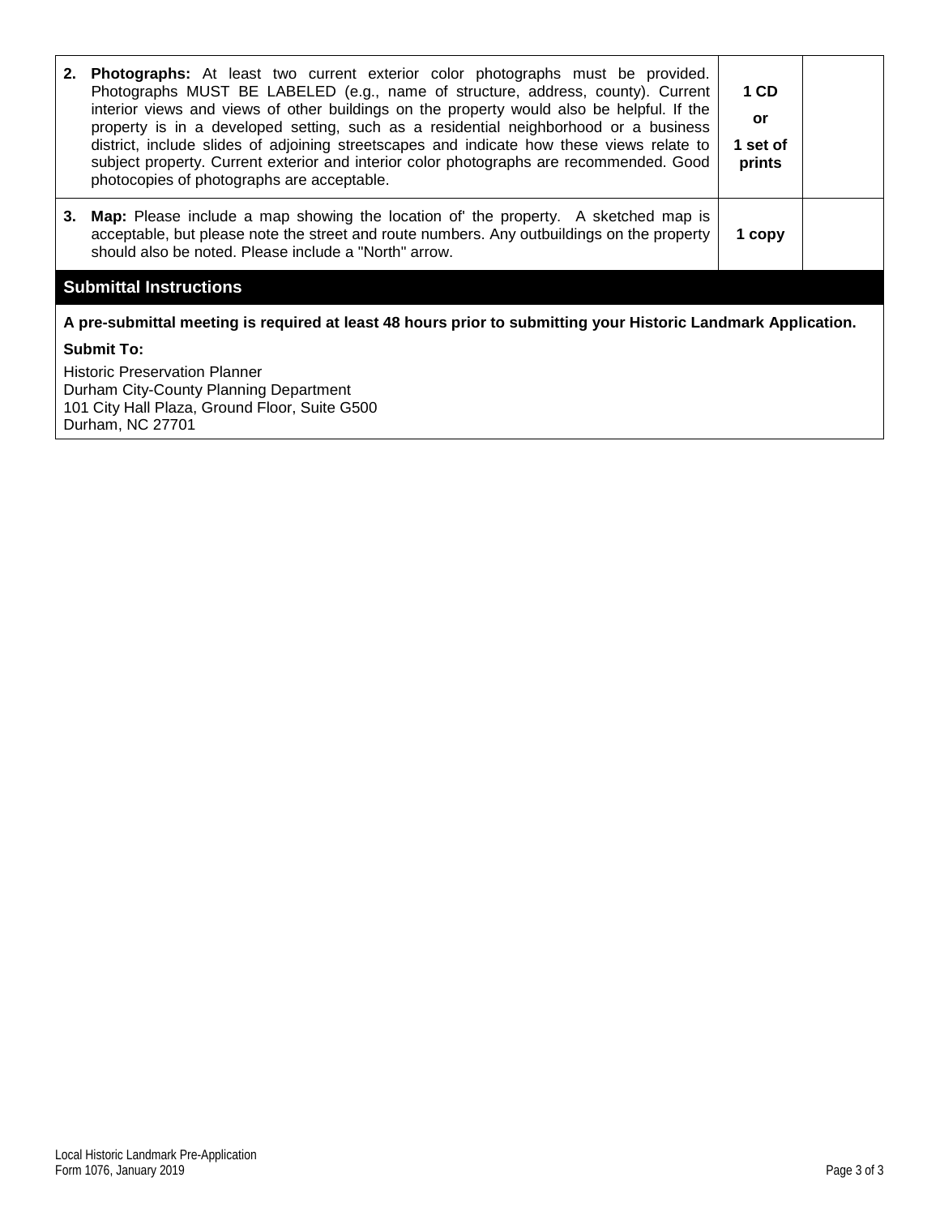| | | |
|---|---|---|
| **2. Photographs:** At least two current exterior color photographs must be provided. Photographs MUST BE LABELED (e.g., name of structure, address, county). Current interior views and views of other buildings on the property would also be helpful. If the property is in a developed setting, such as a residential neighborhood or a business district, include slides of adjoining streetscapes and indicate how these views relate to subject property. Current exterior and interior color photographs are recommended. Good photocopies of photographs are acceptable. | **1 CD or 1 set of prints** | |
| **3. Map:** Please include a map showing the location of' the property. A sketched map is acceptable, but please note the street and route numbers. Any outbuildings on the property should also be noted. Please include a "North" arrow. | **1 copy** | |

## Submittal Instructions

**A pre-submittal meeting is required at least 48 hours prior to submitting your Historic Landmark Application.**

**Submit To:**

Historic Preservation Planner
Durham City-County Planning Department
101 City Hall Plaza, Ground Floor, Suite G500
Durham, NC 27701

Local Historic Landmark Pre-Application
Form 1076, January 2019